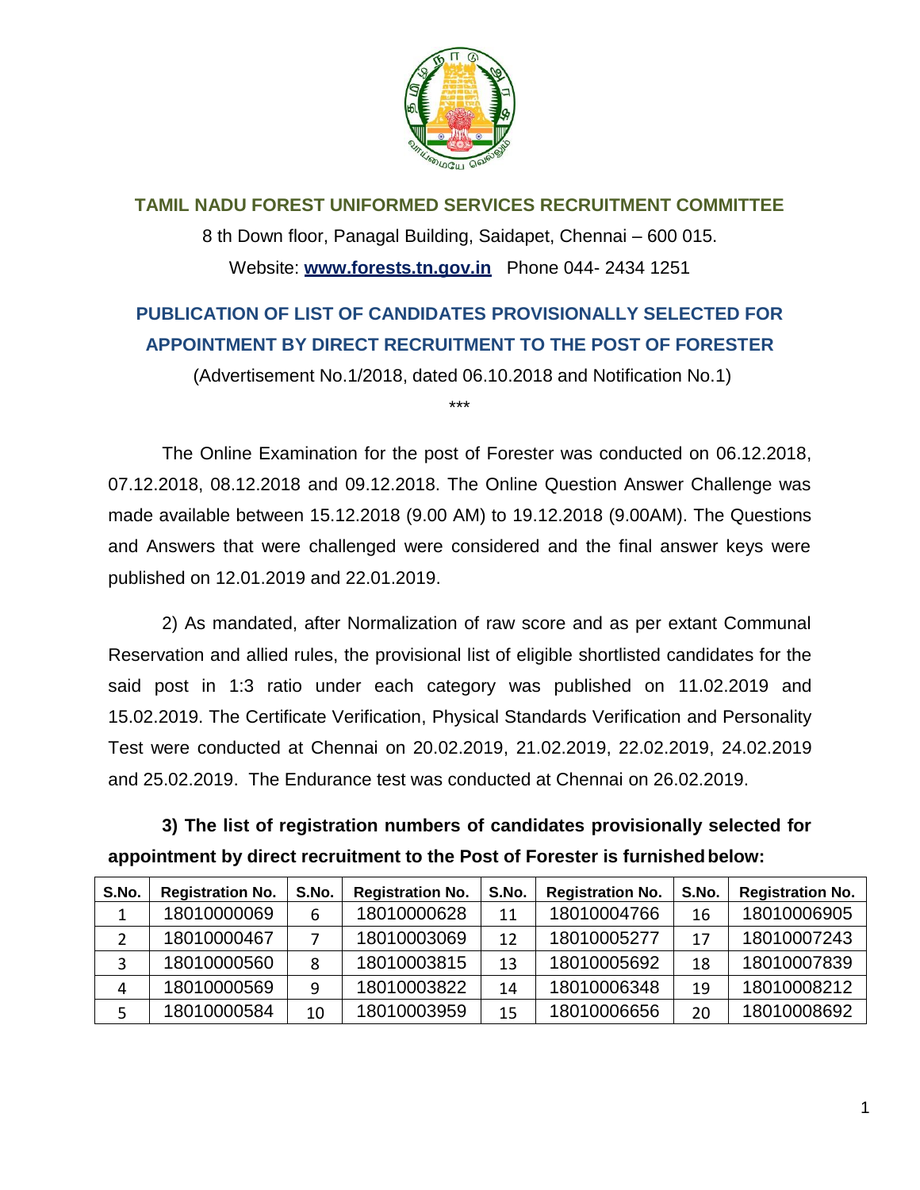## TAMIL NADU FOREST UNIFORMED SERVICES RECRUITMENT COMMITTEE

8 th Down floor, Panagal Building, Saidapet, Chennai – 600 015.

Website: **www.forests.tn.gov.in** Phone 044- 2434 1251

## PUBLICATION OF LIST OF CANDIDATES PROVISIONALLY SELECTED FOR APPOINTMENT BY DIRECT RECRUITMENT TO THE POST OF FORESTER

(Advertisement No.1/2018, dated 06.10.2018 and Notification No.1)

***

The Online Examination for the post of Forester was conducted on 06.12.2018, 07.12.2018, 08.12.2018 and 09.12.2018. The Online Question Answer Challenge was made available between 15.12.2018 (9.00 AM) to 19.12.2018 (9.00AM). The Questions and Answers that were challenged were considered and the final answer keys were published on 12.01.2019 and 22.01.2019.

2) As mandated, after Normalization of raw score and as per extant Communal Reservation and allied rules, the provisional list of eligible shortlisted candidates for the said post in 1:3 ratio under each category was published on 11.02.2019 and 15.02.2019. The Certificate Verification, Physical Standards Verification and Personality Test were conducted at Chennai on 20.02.2019, 21.02.2019, 22.02.2019, 24.02.2019 and 25.02.2019. The Endurance test was conducted at Chennai on 26.02.2019.

**3) The list of registration numbers of candidates provisionally selected for appointment by direct recruitment to the Post of Forester is furnished below:**

| S.No. | Registration No. | S.No. | Registration No. | S.No. | Registration No. | S.No. | Registration No. |
|---|---|---|---|---|---|---|---|
| 1 | 18010000069 | 6 | 18010000628 | 11 | 18010004766 | 16 | 18010006905 |
| 2 | 18010000467 | 7 | 18010003069 | 12 | 18010005277 | 17 | 18010007243 |
| 3 | 18010000560 | 8 | 18010003815 | 13 | 18010005692 | 18 | 18010007839 |
| 4 | 18010000569 | 9 | 18010003822 | 14 | 18010006348 | 19 | 18010008212 |
| 5 | 18010000584 | 10 | 18010003959 | 15 | 18010006656 | 20 | 18010008692 |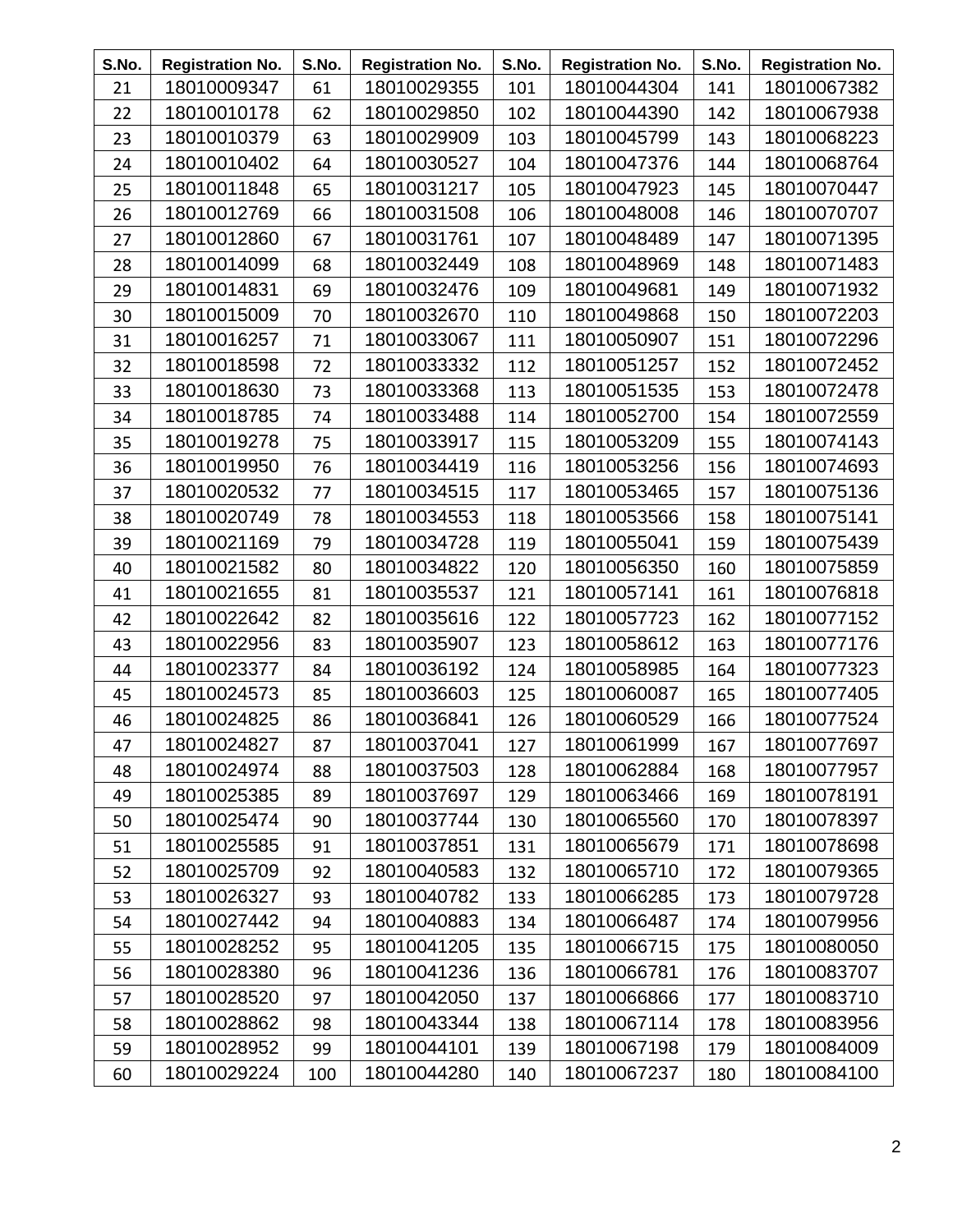| S.No. | Registration No. | S.No. | Registration No. | S.No. | Registration No. | S.No. | Registration No. |
|---|---|---|---|---|---|---|---|
| 21 | 18010009347 | 61 | 18010029355 | 101 | 18010044304 | 141 | 18010067382 |
| 22 | 18010010178 | 62 | 18010029850 | 102 | 18010044390 | 142 | 18010067938 |
| 23 | 18010010379 | 63 | 18010029909 | 103 | 18010045799 | 143 | 18010068223 |
| 24 | 18010010402 | 64 | 18010030527 | 104 | 18010047376 | 144 | 18010068764 |
| 25 | 18010011848 | 65 | 18010031217 | 105 | 18010047923 | 145 | 18010070447 |
| 26 | 18010012769 | 66 | 18010031508 | 106 | 18010048008 | 146 | 18010070707 |
| 27 | 18010012860 | 67 | 18010031761 | 107 | 18010048489 | 147 | 18010071395 |
| 28 | 18010014099 | 68 | 18010032449 | 108 | 18010048969 | 148 | 18010071483 |
| 29 | 18010014831 | 69 | 18010032476 | 109 | 18010049681 | 149 | 18010071932 |
| 30 | 18010015009 | 70 | 18010032670 | 110 | 18010049868 | 150 | 18010072203 |
| 31 | 18010016257 | 71 | 18010033067 | 111 | 18010050907 | 151 | 18010072296 |
| 32 | 18010018598 | 72 | 18010033332 | 112 | 18010051257 | 152 | 18010072452 |
| 33 | 18010018630 | 73 | 18010033368 | 113 | 18010051535 | 153 | 18010072478 |
| 34 | 18010018785 | 74 | 18010033488 | 114 | 18010052700 | 154 | 18010072559 |
| 35 | 18010019278 | 75 | 18010033917 | 115 | 18010053209 | 155 | 18010074143 |
| 36 | 18010019950 | 76 | 18010034419 | 116 | 18010053256 | 156 | 18010074693 |
| 37 | 18010020532 | 77 | 18010034515 | 117 | 18010053465 | 157 | 18010075136 |
| 38 | 18010020749 | 78 | 18010034553 | 118 | 18010053566 | 158 | 18010075141 |
| 39 | 18010021169 | 79 | 18010034728 | 119 | 18010055041 | 159 | 18010075439 |
| 40 | 18010021582 | 80 | 18010034822 | 120 | 18010056350 | 160 | 18010075859 |
| 41 | 18010021655 | 81 | 18010035537 | 121 | 18010057141 | 161 | 18010076818 |
| 42 | 18010022642 | 82 | 18010035616 | 122 | 18010057723 | 162 | 18010077152 |
| 43 | 18010022956 | 83 | 18010035907 | 123 | 18010058612 | 163 | 18010077176 |
| 44 | 18010023377 | 84 | 18010036192 | 124 | 18010058985 | 164 | 18010077323 |
| 45 | 18010024573 | 85 | 18010036603 | 125 | 18010060087 | 165 | 18010077405 |
| 46 | 18010024825 | 86 | 18010036841 | 126 | 18010060529 | 166 | 18010077524 |
| 47 | 18010024827 | 87 | 18010037041 | 127 | 18010061999 | 167 | 18010077697 |
| 48 | 18010024974 | 88 | 18010037503 | 128 | 18010062884 | 168 | 18010077957 |
| 49 | 18010025385 | 89 | 18010037697 | 129 | 18010063466 | 169 | 18010078191 |
| 50 | 18010025474 | 90 | 18010037744 | 130 | 18010065560 | 170 | 18010078397 |
| 51 | 18010025585 | 91 | 18010037851 | 131 | 18010065679 | 171 | 18010078698 |
| 52 | 18010025709 | 92 | 18010040583 | 132 | 18010065710 | 172 | 18010079365 |
| 53 | 18010026327 | 93 | 18010040782 | 133 | 18010066285 | 173 | 18010079728 |
| 54 | 18010027442 | 94 | 18010040883 | 134 | 18010066487 | 174 | 18010079956 |
| 55 | 18010028252 | 95 | 18010041205 | 135 | 18010066715 | 175 | 18010080050 |
| 56 | 18010028380 | 96 | 18010041236 | 136 | 18010066781 | 176 | 18010083707 |
| 57 | 18010028520 | 97 | 18010042050 | 137 | 18010066866 | 177 | 18010083710 |
| 58 | 18010028862 | 98 | 18010043344 | 138 | 18010067114 | 178 | 18010083956 |
| 59 | 18010028952 | 99 | 18010044101 | 139 | 18010067198 | 179 | 18010084009 |
| 60 | 18010029224 | 100 | 18010044280 | 140 | 18010067237 | 180 | 18010084100 |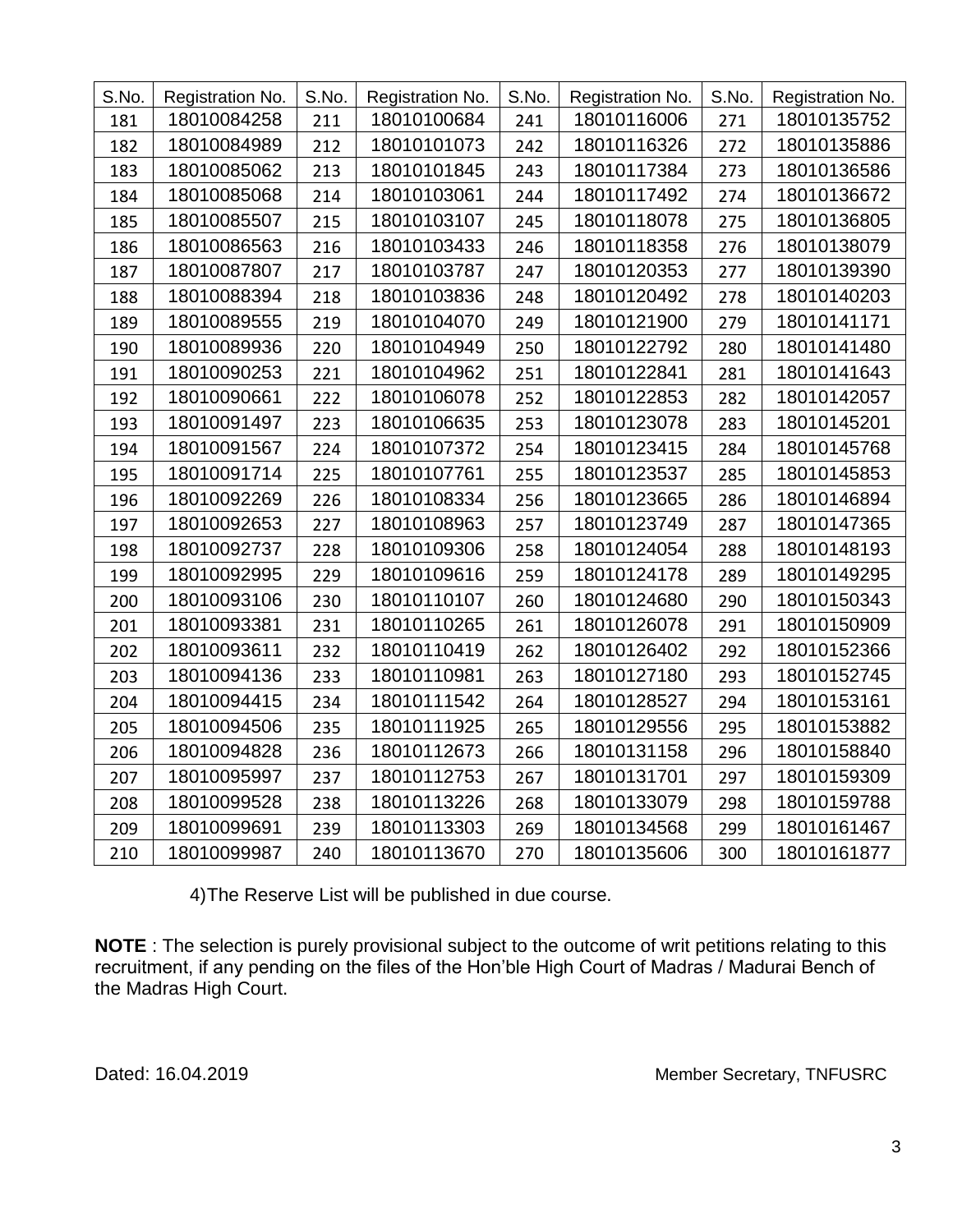| S.No. | Registration No. | S.No. | Registration No. | S.No. | Registration No. | S.No. | Registration No. |
|---|---|---|---|---|---|---|---|
| 181 | 18010084258 | 211 | 18010100684 | 241 | 18010116006 | 271 | 18010135752 |
| 182 | 18010084989 | 212 | 18010101073 | 242 | 18010116326 | 272 | 18010135886 |
| 183 | 18010085062 | 213 | 18010101845 | 243 | 18010117384 | 273 | 18010136586 |
| 184 | 18010085068 | 214 | 18010103061 | 244 | 18010117492 | 274 | 18010136672 |
| 185 | 18010085507 | 215 | 18010103107 | 245 | 18010118078 | 275 | 18010136805 |
| 186 | 18010086563 | 216 | 18010103433 | 246 | 18010118358 | 276 | 18010138079 |
| 187 | 18010087807 | 217 | 18010103787 | 247 | 18010120353 | 277 | 18010139390 |
| 188 | 18010088394 | 218 | 18010103836 | 248 | 18010120492 | 278 | 18010140203 |
| 189 | 18010089555 | 219 | 18010104070 | 249 | 18010121900 | 279 | 18010141171 |
| 190 | 18010089936 | 220 | 18010104949 | 250 | 18010122792 | 280 | 18010141480 |
| 191 | 18010090253 | 221 | 18010104962 | 251 | 18010122841 | 281 | 18010141643 |
| 192 | 18010090661 | 222 | 18010106078 | 252 | 18010122853 | 282 | 18010142057 |
| 193 | 18010091497 | 223 | 18010106635 | 253 | 18010123078 | 283 | 18010145201 |
| 194 | 18010091567 | 224 | 18010107372 | 254 | 18010123415 | 284 | 18010145768 |
| 195 | 18010091714 | 225 | 18010107761 | 255 | 18010123537 | 285 | 18010145853 |
| 196 | 18010092269 | 226 | 18010108334 | 256 | 18010123665 | 286 | 18010146894 |
| 197 | 18010092653 | 227 | 18010108963 | 257 | 18010123749 | 287 | 18010147365 |
| 198 | 18010092737 | 228 | 18010109306 | 258 | 18010124054 | 288 | 18010148193 |
| 199 | 18010092995 | 229 | 18010109616 | 259 | 18010124178 | 289 | 18010149295 |
| 200 | 18010093106 | 230 | 18010110107 | 260 | 18010124680 | 290 | 18010150343 |
| 201 | 18010093381 | 231 | 18010110265 | 261 | 18010126078 | 291 | 18010150909 |
| 202 | 18010093611 | 232 | 18010110419 | 262 | 18010126402 | 292 | 18010152366 |
| 203 | 18010094136 | 233 | 18010110981 | 263 | 18010127180 | 293 | 18010152745 |
| 204 | 18010094415 | 234 | 18010111542 | 264 | 18010128527 | 294 | 18010153161 |
| 205 | 18010094506 | 235 | 18010111925 | 265 | 18010129556 | 295 | 18010153882 |
| 206 | 18010094828 | 236 | 18010112673 | 266 | 18010131158 | 296 | 18010158840 |
| 207 | 18010095997 | 237 | 18010112753 | 267 | 18010131701 | 297 | 18010159309 |
| 208 | 18010099528 | 238 | 18010113226 | 268 | 18010133079 | 298 | 18010159788 |
| 209 | 18010099691 | 239 | 18010113303 | 269 | 18010134568 | 299 | 18010161467 |
| 210 | 18010099987 | 240 | 18010113670 | 270 | 18010135606 | 300 | 18010161877 |

4)The Reserve List will be published in due course.

**NOTE** : The selection is purely provisional subject to the outcome of writ petitions relating to this recruitment, if any pending on the files of the Hon'ble High Court of Madras / Madurai Bench of the Madras High Court.

Dated: 16.04.2019

Member Secretary, TNFUSRC